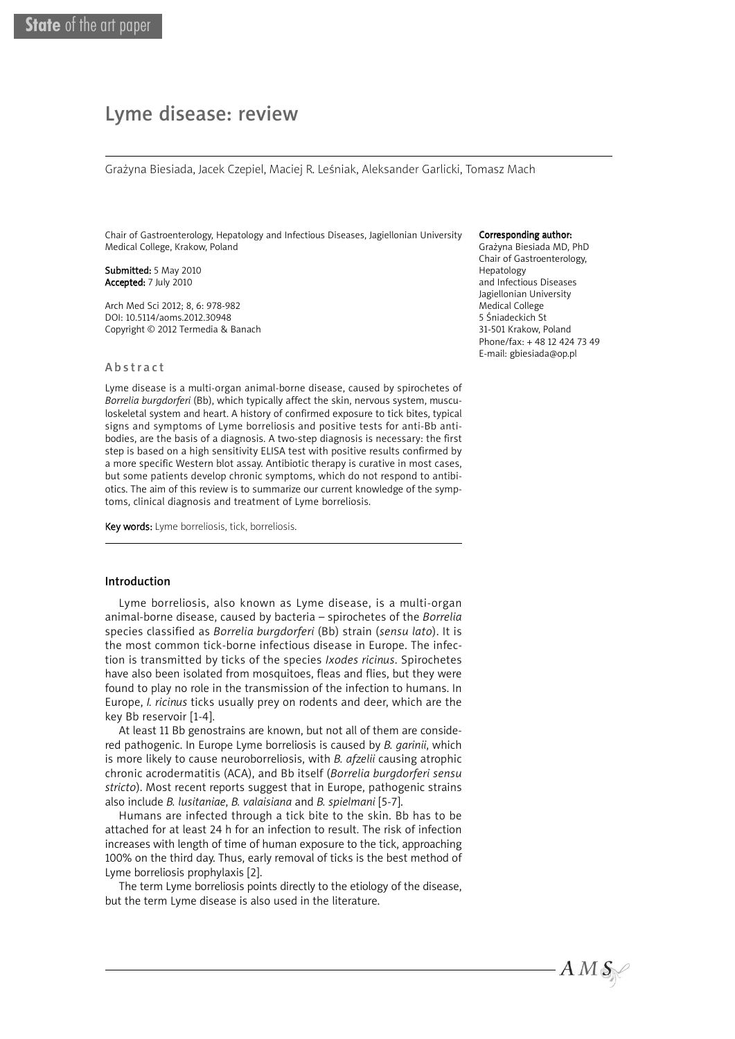State of the art paper

# Lyme disease: review

Grażyna Biesiada, Jacek Czepiel, Maciej R. Leśniak, Aleksander Garlicki, Tomasz Mach

Chair of Gastroenterology, Hepatology and Infectious Diseases, Jagiellonian University Medical College, Krakow, Poland

**Submitted:** 5 May 2010
**Accepted:** 7 July 2010

Arch Med Sci 2012; 8, 6: 978-982
DOI: 10.5114/aoms.2012.30948
Copyright © 2012 Termedia & Banach

**Corresponding author:**
Grażyna Biesiada MD, PhD
Chair of Gastroenterology, Hepatology and Infectious Diseases
Jagiellonian University Medical College
5 Śniadeckich St
31-501 Krakow, Poland
Phone/fax: + 48 12 424 73 49
E-mail: gbiesiada@op.pl

## Abstract

Lyme disease is a multi-organ animal-borne disease, caused by spirochetes of *Borrelia burgdorferi* (Bb), which typically affect the skin, nervous system, musculoskeletal system and heart. A history of confirmed exposure to tick bites, typical signs and symptoms of Lyme borreliosis and positive tests for anti-Bb antibodies, are the basis of a diagnosis. A two-step diagnosis is necessary: the first step is based on a high sensitivity ELISA test with positive results confirmed by a more specific Western blot assay. Antibiotic therapy is curative in most cases, but some patients develop chronic symptoms, which do not respond to antibiotics. The aim of this review is to summarize our current knowledge of the symptoms, clinical diagnosis and treatment of Lyme borreliosis.

**Key words:** Lyme borreliosis, tick, borreliosis.

## Introduction

Lyme borreliosis, also known as Lyme disease, is a multi-organ animal-borne disease, caused by bacteria – spirochetes of the *Borrelia* species classified as *Borrelia burgdorferi* (Bb) strain (*sensu lato*). It is the most common tick-borne infectious disease in Europe. The infection is transmitted by ticks of the species *Ixodes ricinus*. Spirochetes have also been isolated from mosquitoes, fleas and flies, but they were found to play no role in the transmission of the infection to humans. In Europe, *I. ricinus* ticks usually prey on rodents and deer, which are the key Bb reservoir [1-4].

At least 11 Bb genostrains are known, but not all of them are considered pathogenic. In Europe Lyme borreliosis is caused by *B. garinii*, which is more likely to cause neuroborreliosis, with *B. afzelii* causing atrophic chronic acrodermatitis (ACA), and Bb itself (*Borrelia burgdorferi sensu stricto*). Most recent reports suggest that in Europe, pathogenic strains also include *B. lusitaniae*, *B. valaisiana* and *B. spielmani* [5-7].

Humans are infected through a tick bite to the skin. Bb has to be attached for at least 24 h for an infection to result. The risk of infection increases with length of time of human exposure to the tick, approaching 100% on the third day. Thus, early removal of ticks is the best method of Lyme borreliosis prophylaxis [2].

The term Lyme borreliosis points directly to the etiology of the disease, but the term Lyme disease is also used in the literature.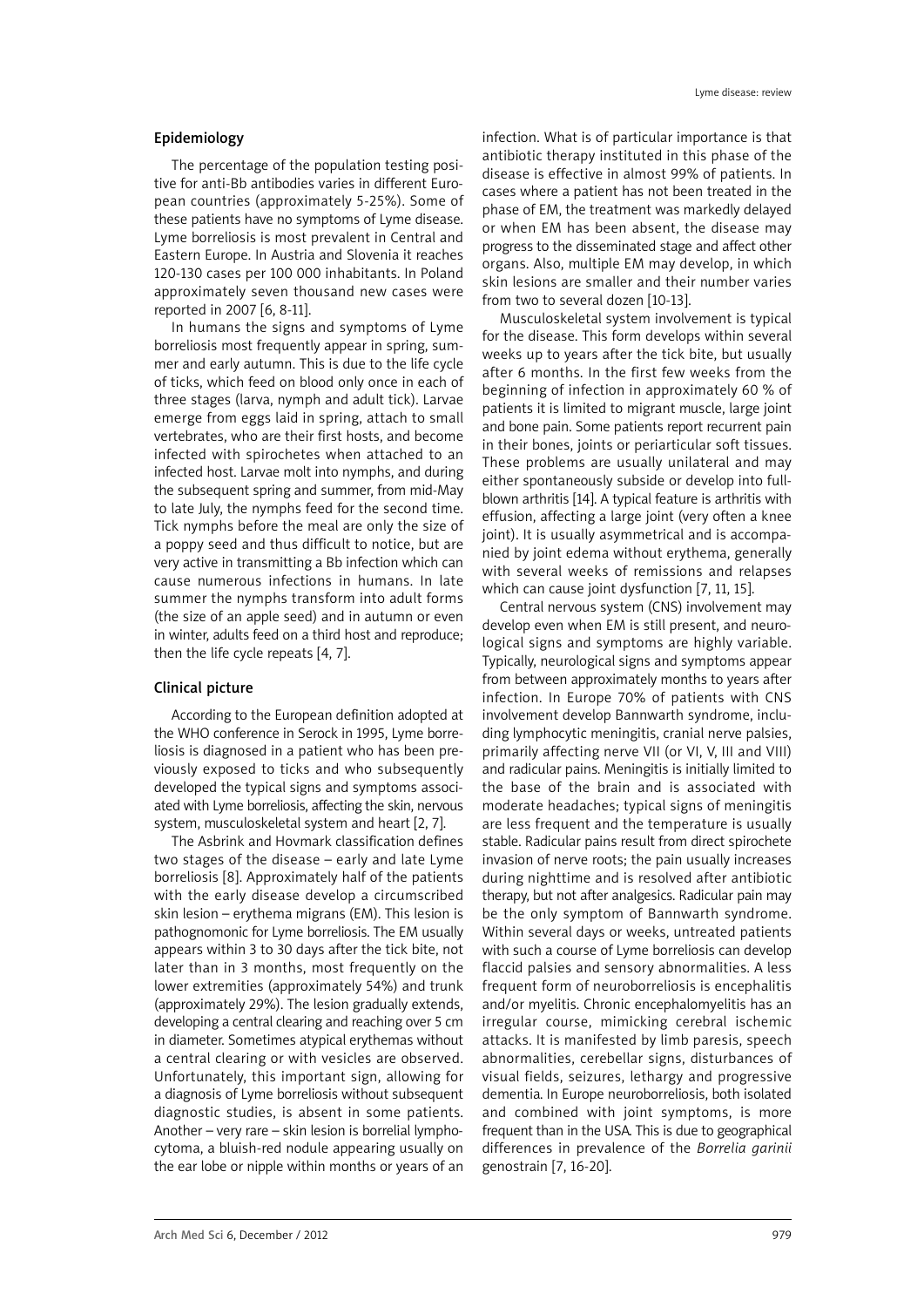## Epidemiology

The percentage of the population testing positive for anti-Bb antibodies varies in different European countries (approximately 5-25%). Some of these patients have no symptoms of Lyme disease. Lyme borreliosis is most prevalent in Central and Eastern Europe. In Austria and Slovenia it reaches 120-130 cases per 100 000 inhabitants. In Poland approximately seven thousand new cases were reported in 2007 [6, 8-11].

In humans the signs and symptoms of Lyme borreliosis most frequently appear in spring, summer and early autumn. This is due to the life cycle of ticks, which feed on blood only once in each of three stages (larva, nymph and adult tick). Larvae emerge from eggs laid in spring, attach to small vertebrates, who are their first hosts, and become infected with spirochetes when attached to an infected host. Larvae molt into nymphs, and during the subsequent spring and summer, from mid-May to late July, the nymphs feed for the second time. Tick nymphs before the meal are only the size of a poppy seed and thus difficult to notice, but are very active in transmitting a Bb infection which can cause numerous infections in humans. In late summer the nymphs transform into adult forms (the size of an apple seed) and in autumn or even in winter, adults feed on a third host and reproduce; then the life cycle repeats [4, 7].

## Clinical picture

According to the European definition adopted at the WHO conference in Serock in 1995, Lyme borreliosis is diagnosed in a patient who has been previously exposed to ticks and who subsequently developed the typical signs and symptoms associated with Lyme borreliosis, affecting the skin, nervous system, musculoskeletal system and heart [2, 7].

The Asbrink and Hovmark classification defines two stages of the disease – early and late Lyme borreliosis [8]. Approximately half of the patients with the early disease develop a circumscribed skin lesion – erythema migrans (EM). This lesion is pathognomonic for Lyme borreliosis. The EM usually appears within 3 to 30 days after the tick bite, not later than in 3 months, most frequently on the lower extremities (approximately 54%) and trunk (approximately 29%). The lesion gradually extends, developing a central clearing and reaching over 5 cm in diameter. Sometimes atypical erythemas without a central clearing or with vesicles are observed. Unfortunately, this important sign, allowing for a diagnosis of Lyme borreliosis without subsequent diagnostic studies, is absent in some patients. Another – very rare – skin lesion is borrelial lymphocytoma, a bluish-red nodule appearing usually on the ear lobe or nipple within months or years of an infection. What is of particular importance is that antibiotic therapy instituted in this phase of the disease is effective in almost 99% of patients. In cases where a patient has not been treated in the phase of EM, the treatment was markedly delayed or when EM has been absent, the disease may progress to the disseminated stage and affect other organs. Also, multiple EM may develop, in which skin lesions are smaller and their number varies from two to several dozen [10-13].

Musculoskeletal system involvement is typical for the disease. This form develops within several weeks up to years after the tick bite, but usually after 6 months. In the first few weeks from the beginning of infection in approximately 60 % of patients it is limited to migrant muscle, large joint and bone pain. Some patients report recurrent pain in their bones, joints or periarticular soft tissues. These problems are usually unilateral and may either spontaneously subside or develop into full-blown arthritis [14]. A typical feature is arthritis with effusion, affecting a large joint (very often a knee joint). It is usually asymmetrical and is accompanied by joint edema without erythema, generally with several weeks of remissions and relapses which can cause joint dysfunction [7, 11, 15].

Central nervous system (CNS) involvement may develop even when EM is still present, and neurological signs and symptoms are highly variable. Typically, neurological signs and symptoms appear from between approximately months to years after infection. In Europe 70% of patients with CNS involvement develop Bannwarth syndrome, including lymphocytic meningitis, cranial nerve palsies, primarily affecting nerve VII (or VI, V, III and VIII) and radicular pains. Meningitis is initially limited to the base of the brain and is associated with moderate headaches; typical signs of meningitis are less frequent and the temperature is usually stable. Radicular pains result from direct spirochete invasion of nerve roots; the pain usually increases during nighttime and is resolved after antibiotic therapy, but not after analgesics. Radicular pain may be the only symptom of Bannwarth syndrome. Within several days or weeks, untreated patients with such a course of Lyme borreliosis can develop flaccid palsies and sensory abnormalities. A less frequent form of neuroborreliosis is encephalitis and/or myelitis. Chronic encephalomyelitis has an irregular course, mimicking cerebral ischemic attacks. It is manifested by limb paresis, speech abnormalities, cerebellar signs, disturbances of visual fields, seizures, lethargy and progressive dementia. In Europe neuroborreliosis, both isolated and combined with joint symptoms, is more frequent than in the USA. This is due to geographical differences in prevalence of the *Borrelia garinii* genostrain [7, 16-20].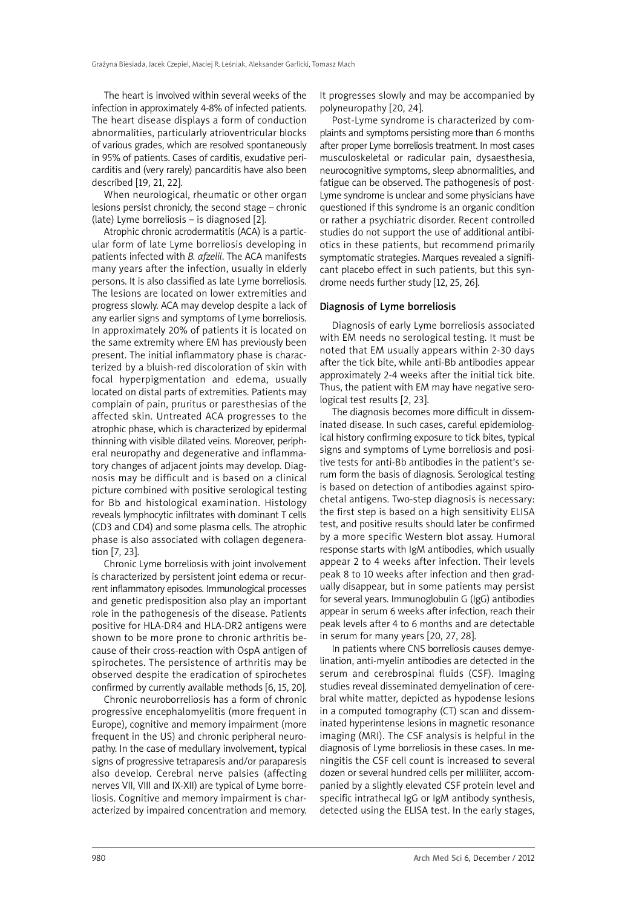The heart is involved within several weeks of the infection in approximately 4-8% of infected patients. The heart disease displays a form of conduction abnormalities, particularly atrioventricular blocks of various grades, which are resolved spontaneously in 95% of patients. Cases of carditis, exudative pericarditis and (very rarely) pancarditis have also been described [19, 21, 22].

When neurological, rheumatic or other organ lesions persist chronicly, the second stage – chronic (late) Lyme borreliosis – is diagnosed [2].

Atrophic chronic acrodermatitis (ACA) is a particular form of late Lyme borreliosis developing in patients infected with *B. afzelii*. The ACA manifests many years after the infection, usually in elderly persons. It is also classified as late Lyme borreliosis. The lesions are located on lower extremities and progress slowly. ACA may develop despite a lack of any earlier signs and symptoms of Lyme borreliosis. In approximately 20% of patients it is located on the same extremity where EM has previously been present. The initial inflammatory phase is characterized by a bluish-red discoloration of skin with focal hyperpigmentation and edema, usually located on distal parts of extremities. Patients may complain of pain, pruritus or paresthesias of the affected skin. Untreated ACA progresses to the atrophic phase, which is characterized by epidermal thinning with visible dilated veins. Moreover, peripheral neuropathy and degenerative and inflammatory changes of adjacent joints may develop. Diagnosis may be difficult and is based on a clinical picture combined with positive serological testing for Bb and histological examination. Histology reveals lymphocytic infiltrates with dominant T cells (CD3 and CD4) and some plasma cells. The atrophic phase is also associated with collagen degeneration [7, 23].

Chronic Lyme borreliosis with joint involvement is characterized by persistent joint edema or recurrent inflammatory episodes. Immunological processes and genetic predisposition also play an important role in the pathogenesis of the disease. Patients positive for HLA-DR4 and HLA-DR2 antigens were shown to be more prone to chronic arthritis because of their cross-reaction with OspA antigen of spirochetes. The persistence of arthritis may be observed despite the eradication of spirochetes confirmed by currently available methods [6, 15, 20].

Chronic neuroborreliosis has a form of chronic progressive encephalomyelitis (more frequent in Europe), cognitive and memory impairment (more frequent in the US) and chronic peripheral neuropathy. In the case of medullary involvement, typical signs of progressive tetraparesis and/or paraparesis also develop. Cerebral nerve palsies (affecting nerves VII, VIII and IX-XII) are typical of Lyme borreliosis. Cognitive and memory impairment is characterized by impaired concentration and memory. It progresses slowly and may be accompanied by polyneuropathy [20, 24].

Post-Lyme syndrome is characterized by complaints and symptoms persisting more than 6 months after proper Lyme borreliosis treatment. In most cases musculoskeletal or radicular pain, dysaesthesia, neurocognitive symptoms, sleep abnormalities, and fatigue can be observed. The pathogenesis of post-Lyme syndrome is unclear and some physicians have questioned if this syndrome is an organic condition or rather a psychiatric disorder. Recent controlled studies do not support the use of additional antibiotics in these patients, but recommend primarily symptomatic strategies. Marques revealed a significant placebo effect in such patients, but this syndrome needs further study [12, 25, 26].

## Diagnosis of Lyme borreliosis

Diagnosis of early Lyme borreliosis associated with EM needs no serological testing. It must be noted that EM usually appears within 2-30 days after the tick bite, while anti-Bb antibodies appear approximately 2-4 weeks after the initial tick bite. Thus, the patient with EM may have negative serological test results [2, 23].

The diagnosis becomes more difficult in disseminated disease. In such cases, careful epidemiological history confirming exposure to tick bites, typical signs and symptoms of Lyme borreliosis and positive tests for anti-Bb antibodies in the patient's serum form the basis of diagnosis. Serological testing is based on detection of antibodies against spirochetal antigens. Two-step diagnosis is necessary: the first step is based on a high sensitivity ELISA test, and positive results should later be confirmed by a more specific Western blot assay. Humoral response starts with IgM antibodies, which usually appear 2 to 4 weeks after infection. Their levels peak 8 to 10 weeks after infection and then gradually disappear, but in some patients may persist for several years. Immunoglobulin G (IgG) antibodies appear in serum 6 weeks after infection, reach their peak levels after 4 to 6 months and are detectable in serum for many years [20, 27, 28].

In patients where CNS borreliosis causes demyelination, anti-myelin antibodies are detected in the serum and cerebrospinal fluids (CSF). Imaging studies reveal disseminated demyelination of cerebral white matter, depicted as hypodense lesions in a computed tomography (CT) scan and disseminated hyperintense lesions in magnetic resonance imaging (MRI). The CSF analysis is helpful in the diagnosis of Lyme borreliosis in these cases. In meningitis the CSF cell count is increased to several dozen or several hundred cells per milliliter, accompanied by a slightly elevated CSF protein level and specific intrathecal IgG or IgM antibody synthesis, detected using the ELISA test. In the early stages,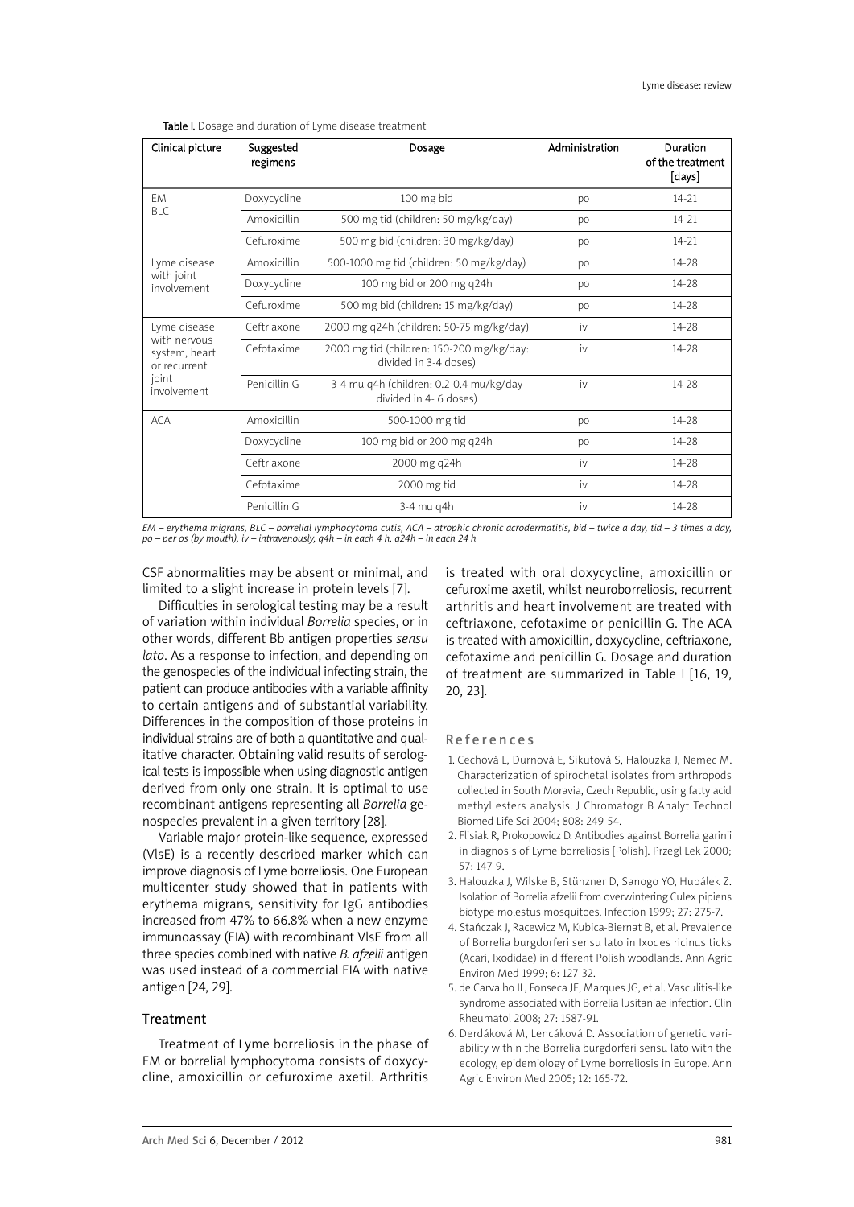Table I. Dosage and duration of Lyme disease treatment

| Clinical picture | Suggested regimens | Dosage | Administration | Duration of the treatment [days] |
|---|---|---|---|---|
| EM BLC | Doxycycline | 100 mg bid | po | 14-21 |
| | Amoxicillin | 500 mg tid (children: 50 mg/kg/day) | po | 14-21 |
| | Cefuroxime | 500 mg bid (children: 30 mg/kg/day) | po | 14-21 |
| Lyme disease with joint involvement | Amoxicillin | 500-1000 mg tid (children: 50 mg/kg/day) | po | 14-28 |
| | Doxycycline | 100 mg bid or 200 mg q24h | po | 14-28 |
| | Cefuroxime | 500 mg bid (children: 15 mg/kg/day) | po | 14-28 |
| Lyme disease with nervous system, heart or recurrent joint involvement | Ceftriaxone | 2000 mg q24h (children: 50-75 mg/kg/day) | iv | 14-28 |
| | Cefotaxime | 2000 mg tid (children: 150-200 mg/kg/day: divided in 3-4 doses) | iv | 14-28 |
| | Penicillin G | 3-4 mu q4h (children: 0.2-0.4 mu/kg/day divided in 4- 6 doses) | iv | 14-28 |
| ACA | Amoxicillin | 500-1000 mg tid | po | 14-28 |
| | Doxycycline | 100 mg bid or 200 mg q24h | po | 14-28 |
| | Ceftriaxone | 2000 mg q24h | iv | 14-28 |
| | Cefotaxime | 2000 mg tid | iv | 14-28 |
| | Penicillin G | 3-4 mu q4h | iv | 14-28 |

*EM – erythema migrans, BLC – borrelial lymphocytoma cutis, ACA – atrophic chronic acrodermatitis, bid – twice a day, tid – 3 times a day, po – per os (by mouth), iv – intravenously, q4h – in each 4 h, q24h – in each 24 h*

CSF abnormalities may be absent or minimal, and limited to a slight increase in protein levels [7].

Difficulties in serological testing may be a result of variation within individual *Borrelia* species, or in other words, different Bb antigen properties *sensu lato*. As a response to infection, and depending on the genospecies of the individual infecting strain, the patient can produce antibodies with a variable affinity to certain antigens and of substantial variability. Differences in the composition of those proteins in individual strains are of both a quantitative and qualitative character. Obtaining valid results of serological tests is impossible when using diagnostic antigen derived from only one strain. It is optimal to use recombinant antigens representing all *Borrelia* genospecies prevalent in a given territory [28].

Variable major protein-like sequence, expressed (VlsE) is a recently described marker which can improve diagnosis of Lyme borreliosis. One European multicenter study showed that in patients with erythema migrans, sensitivity for IgG antibodies increased from 47% to 66.8% when a new enzyme immunoassay (EIA) with recombinant VlsE from all three species combined with native *B. afzelii* antigen was used instead of a commercial EIA with native antigen [24, 29].

## Treatment

Treatment of Lyme borreliosis in the phase of EM or borrelial lymphocytoma consists of doxycycline, amoxicillin or cefuroxime axetil. Arthritis is treated with oral doxycycline, amoxicillin or cefuroxime axetil, whilst neuroborreliosis, recurrent arthritis and heart involvement are treated with ceftriaxone, cefotaxime or penicillin G. The ACA is treated with amoxicillin, doxycycline, ceftriaxone, cefotaxime and penicillin G. Dosage and duration of treatment are summarized in Table I [16, 19, 20, 23].

## References

1. Cechová L, Durnová E, Sikutová S, Halouzka J, Nemec M. Characterization of spirochetal isolates from arthropods collected in South Moravia, Czech Republic, using fatty acid methyl esters analysis. J Chromatogr B Analyt Technol Biomed Life Sci 2004; 808: 249-54.
2. Flisiak R, Prokopowicz D. Antibodies against Borrelia garinii in diagnosis of Lyme borreliosis [Polish]. Przegl Lek 2000; 57: 147-9.
3. Halouzka J, Wilske B, Stünzner D, Sanogo YO, Hubálek Z. Isolation of Borrelia afzelii from overwintering Culex pipiens biotype molestus mosquitoes. Infection 1999; 27: 275-7.
4. Stańczak J, Racewicz M, Kubica-Biernat B, et al. Prevalence of Borrelia burgdorferi sensu lato in Ixodes ricinus ticks (Acari, Ixodidae) in different Polish woodlands. Ann Agric Environ Med 1999; 6: 127-32.
5. de Carvalho IL, Fonseca JE, Marques JG, et al. Vasculitis-like syndrome associated with Borrelia lusitaniae infection. Clin Rheumatol 2008; 27: 1587-91.
6. Derdáková M, Lencáková D. Association of genetic variability within the Borrelia burgdorferi sensu lato with the ecology, epidemiology of Lyme borreliosis in Europe. Ann Agric Environ Med 2005; 12: 165-72.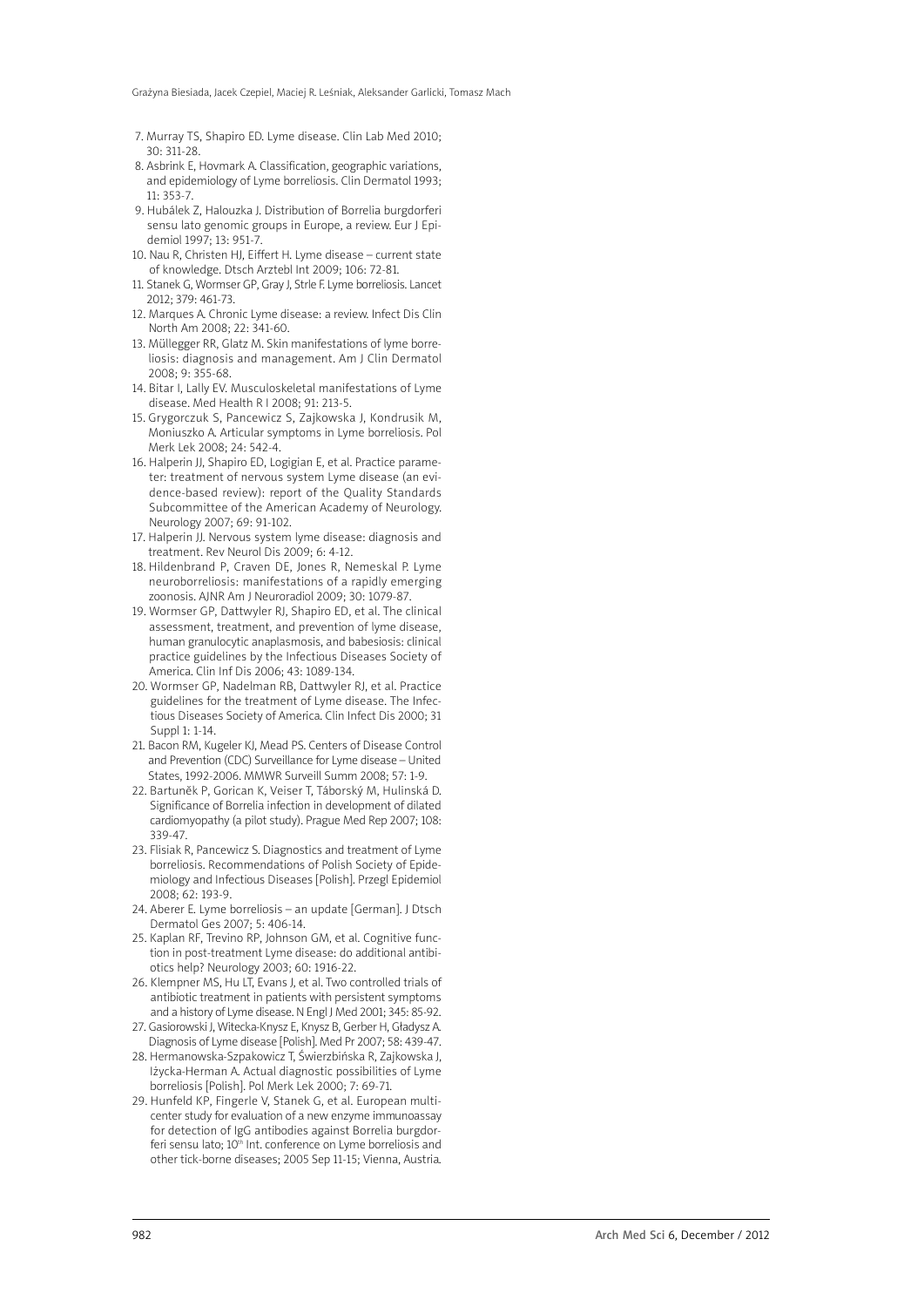7. Murray TS, Shapiro ED. Lyme disease. Clin Lab Med 2010; 30: 311-28.
8. Asbrink E, Hovmark A. Classification, geographic variations, and epidemiology of Lyme borreliosis. Clin Dermatol 1993; 11: 353-7.
9. Hubálek Z, Halouzka J. Distribution of Borrelia burgdorferi sensu lato genomic groups in Europe, a review. Eur J Epidemiol 1997; 13: 951-7.
10. Nau R, Christen HJ, Eiffert H. Lyme disease – current state of knowledge. Dtsch Arztebl Int 2009; 106: 72-81.
11. Stanek G, Wormser GP, Gray J, Strle F. Lyme borreliosis. Lancet 2012; 379: 461-73.
12. Marques A. Chronic Lyme disease: a review. Infect Dis Clin North Am 2008; 22: 341-60.
13. Müllegger RR, Glatz M. Skin manifestations of lyme borreliosis: diagnosis and management. Am J Clin Dermatol 2008; 9: 355-68.
14. Bitar I, Lally EV. Musculoskeletal manifestations of Lyme disease. Med Health R I 2008; 91: 213-5.
15. Grygorczuk S, Pancewicz S, Zajkowska J, Kondrusik M, Moniuszko A. Articular symptoms in Lyme borreliosis. Pol Merk Lek 2008; 24: 542-4.
16. Halperin JJ, Shapiro ED, Logigian E, et al. Practice parameter: treatment of nervous system Lyme disease (an evidence-based review): report of the Quality Standards Subcommittee of the American Academy of Neurology. Neurology 2007; 69: 91-102.
17. Halperin JJ. Nervous system lyme disease: diagnosis and treatment. Rev Neurol Dis 2009; 6: 4-12.
18. Hildenbrand P, Craven DE, Jones R, Nemeskal P. Lyme neuroborreliosis: manifestations of a rapidly emerging zoonosis. AJNR Am J Neuroradiol 2009; 30: 1079-87.
19. Wormser GP, Dattwyler RJ, Shapiro ED, et al. The clinical assessment, treatment, and prevention of lyme disease, human granulocytic anaplasmosis, and babesiosis: clinical practice guidelines by the Infectious Diseases Society of America. Clin Inf Dis 2006; 43: 1089-134.
20. Wormser GP, Nadelman RB, Dattwyler RJ, et al. Practice guidelines for the treatment of Lyme disease. The Infectious Diseases Society of America. Clin Infect Dis 2000; 31 Suppl 1: 1-14.
21. Bacon RM, Kugeler KJ, Mead PS. Centers of Disease Control and Prevention (CDC) Surveillance for Lyme disease – United States, 1992-2006. MMWR Surveill Summ 2008; 57: 1-9.
22. Bartuněk P, Gorican K, Veiser T, Táborský M, Hulinská D. Significance of Borrelia infection in development of dilated cardiomyopathy (a pilot study). Prague Med Rep 2007; 108: 339-47.
23. Flisiak R, Pancewicz S. Diagnostics and treatment of Lyme borreliosis. Recommendations of Polish Society of Epidemiology and Infectious Diseases [Polish]. Przegl Epidemiol 2008; 62: 193-9.
24. Aberer E. Lyme borreliosis – an update [German]. J Dtsch Dermatol Ges 2007; 5: 406-14.
25. Kaplan RF, Trevino RP, Johnson GM, et al. Cognitive function in post-treatment Lyme disease: do additional antibiotics help? Neurology 2003; 60: 1916-22.
26. Klempner MS, Hu LT, Evans J, et al. Two controlled trials of antibiotic treatment in patients with persistent symptoms and a history of Lyme disease. N Engl J Med 2001; 345: 85-92.
27. Gasiorowski J, Witecka-Knysz E, Knysz B, Gerber H, Gładysz A. Diagnosis of Lyme disease [Polish]. Med Pr 2007; 58: 439-47.
28. Hermanowska-Szpakowicz T, Świerzbińska R, Zajkowska J, Iżycka-Herman A. Actual diagnostic possibilities of Lyme borreliosis [Polish]. Pol Merk Lek 2000; 7: 69-71.
29. Hunfeld KP, Fingerle V, Stanek G, et al. European multicenter study for evaluation of a new enzyme immunoassay for detection of IgG antibodies against Borrelia burgdorferi sensu lato; 10th Int. conference on Lyme borreliosis and other tick-borne diseases; 2005 Sep 11-15; Vienna, Austria.